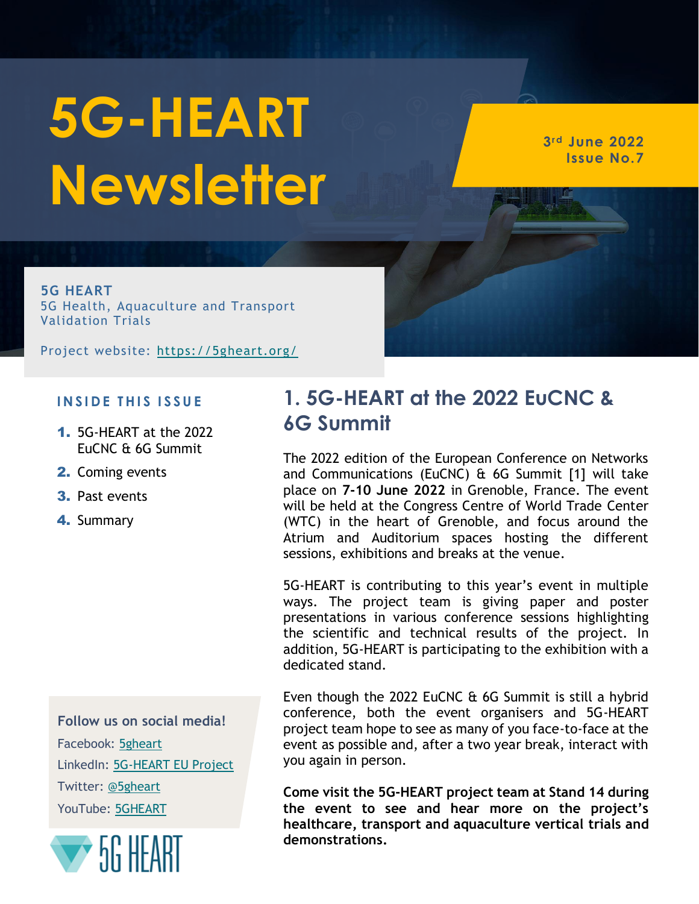# 5G-HEART Newsletter

3rd June 2022
Issue No.7

**5G HEART**
5G Health, Aquaculture and Transport Validation Trials

Project website: https://5gheart.org/

**INSIDE THIS ISSUE**

1. 5G-HEART at the 2022 EuCNC & 6G Summit
2. Coming events
3. Past events
4. Summary

**Follow us on social media!**

Facebook: 5gheart
LinkedIn: 5G-HEART EU Project
Twitter: @5gheart
YouTube: 5GHEART

## 1. 5G-HEART at the 2022 EuCNC & 6G Summit

The 2022 edition of the European Conference on Networks and Communications (EuCNC) & 6G Summit [1] will take place on **7-10 June 2022** in Grenoble, France. The event will be held at the Congress Centre of World Trade Center (WTC) in the heart of Grenoble, and focus around the Atrium and Auditorium spaces hosting the different sessions, exhibitions and breaks at the venue.

5G-HEART is contributing to this year's event in multiple ways. The project team is giving paper and poster presentations in various conference sessions highlighting the scientific and technical results of the project. In addition, 5G-HEART is participating to the exhibition with a dedicated stand.

Even though the 2022 EuCNC & 6G Summit is still a hybrid conference, both the event organisers and 5G-HEART project team hope to see as many of you face-to-face at the event as possible and, after a two year break, interact with you again in person.

**Come visit the 5G-HEART project team at Stand 14 during the event to see and hear more on the project's healthcare, transport and aquaculture vertical trials and demonstrations.**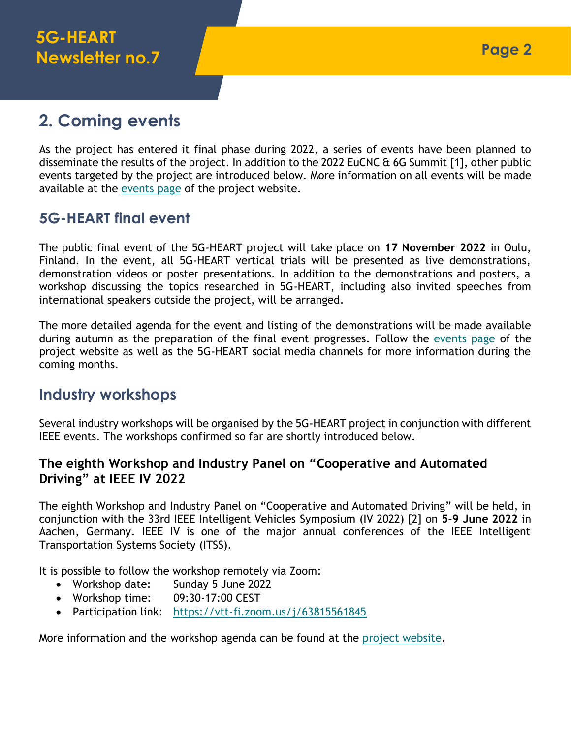## 2. Coming events

As the project has entered it final phase during 2022, a series of events have been planned to disseminate the results of the project. In addition to the 2022 EuCNC & 6G Summit [1], other public events targeted by the project are introduced below. More information on all events will be made available at the events page of the project website.

### 5G-HEART final event

The public final event of the 5G-HEART project will take place on **17 November 2022** in Oulu, Finland. In the event, all 5G-HEART vertical trials will be presented as live demonstrations, demonstration videos or poster presentations. In addition to the demonstrations and posters, a workshop discussing the topics researched in 5G-HEART, including also invited speeches from international speakers outside the project, will be arranged.

The more detailed agenda for the event and listing of the demonstrations will be made available during autumn as the preparation of the final event progresses. Follow the events page of the project website as well as the 5G-HEART social media channels for more information during the coming months.

### Industry workshops

Several industry workshops will be organised by the 5G-HEART project in conjunction with different IEEE events. The workshops confirmed so far are shortly introduced below.

#### The eighth Workshop and Industry Panel on "Cooperative and Automated Driving" at IEEE IV 2022

The eighth Workshop and Industry Panel on "Cooperative and Automated Driving" will be held, in conjunction with the 33rd IEEE Intelligent Vehicles Symposium (IV 2022) [2] on **5-9 June 2022** in Aachen, Germany. IEEE IV is one of the major annual conferences of the IEEE Intelligent Transportation Systems Society (ITSS).

It is possible to follow the workshop remotely via Zoom:

- Workshop date: Sunday 5 June 2022
- Workshop time: 09:30-17:00 CEST
- Participation link: https://vtt-fi.zoom.us/j/63815561845

More information and the workshop agenda can be found at the project website.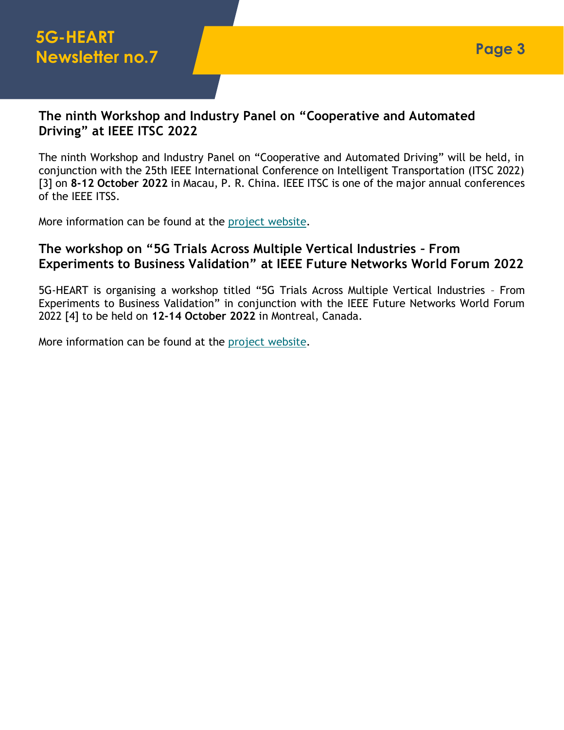## The ninth Workshop and Industry Panel on “Cooperative and Automated Driving” at IEEE ITSC 2022

The ninth Workshop and Industry Panel on “Cooperative and Automated Driving” will be held, in conjunction with the 25th IEEE International Conference on Intelligent Transportation (ITSC 2022) [3] on **8-12 October 2022** in Macau, P. R. China. IEEE ITSC is one of the major annual conferences of the IEEE ITSS.

More information can be found at the project website.

## The workshop on “5G Trials Across Multiple Vertical Industries – From Experiments to Business Validation” at IEEE Future Networks World Forum 2022

5G-HEART is organising a workshop titled “5G Trials Across Multiple Vertical Industries – From Experiments to Business Validation” in conjunction with the IEEE Future Networks World Forum 2022 [4] to be held on **12-14 October 2022** in Montreal, Canada.

More information can be found at the project website.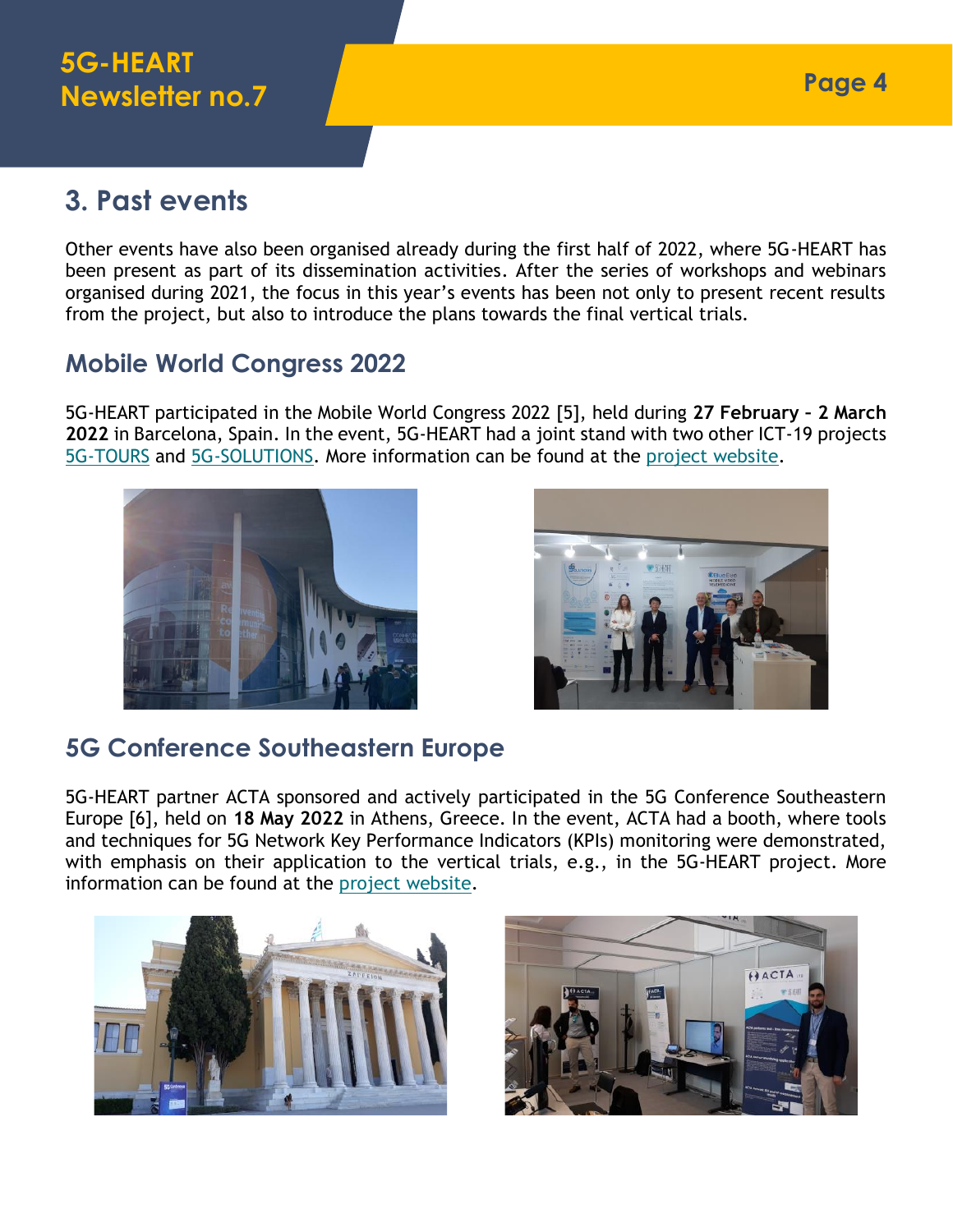## 3. Past events

Other events have also been organised already during the first half of 2022, where 5G-HEART has been present as part of its dissemination activities. After the series of workshops and webinars organised during 2021, the focus in this year's events has been not only to present recent results from the project, but also to introduce the plans towards the final vertical trials.

### Mobile World Congress 2022

5G-HEART participated in the Mobile World Congress 2022 [5], held during **27 February – 2 March 2022** in Barcelona, Spain. In the event, 5G-HEART had a joint stand with two other ICT-19 projects 5G-TOURS and 5G-SOLUTIONS. More information can be found at the project website.

### 5G Conference Southeastern Europe

5G-HEART partner ACTA sponsored and actively participated in the 5G Conference Southeastern Europe [6], held on **18 May 2022** in Athens, Greece. In the event, ACTA had a booth, where tools and techniques for 5G Network Key Performance Indicators (KPIs) monitoring were demonstrated, with emphasis on their application to the vertical trials, e.g., in the 5G-HEART project. More information can be found at the project website.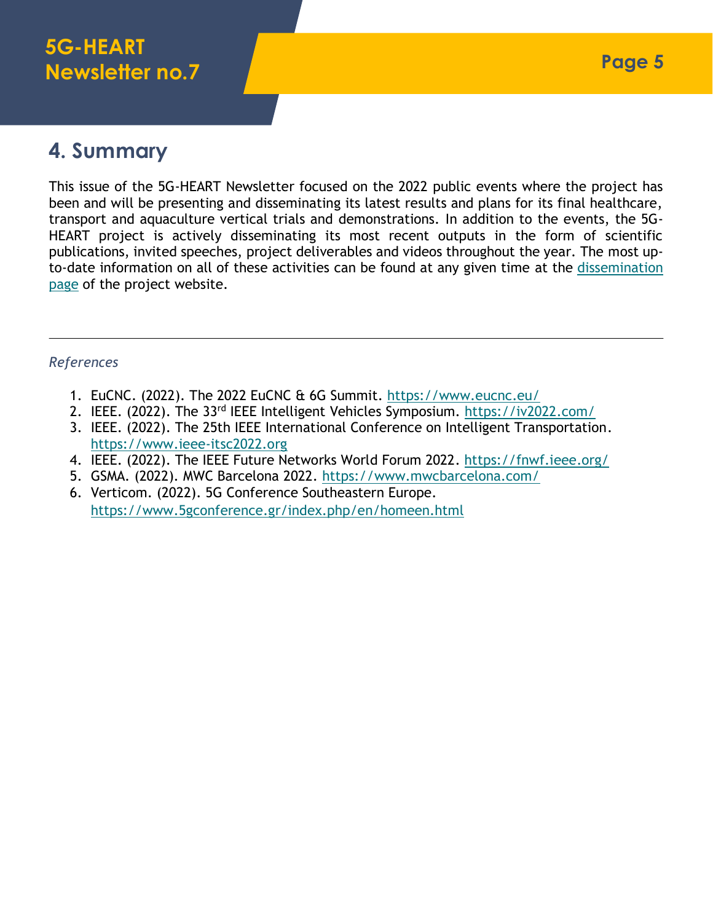## 4. Summary

This issue of the 5G-HEART Newsletter focused on the 2022 public events where the project has been and will be presenting and disseminating its latest results and plans for its final healthcare, transport and aquaculture vertical trials and demonstrations. In addition to the events, the 5G-HEART project is actively disseminating its most recent outputs in the form of scientific publications, invited speeches, project deliverables and videos throughout the year. The most up-to-date information on all of these activities can be found at any given time at the dissemination page of the project website.

---

*References*

1. EuCNC. (2022). The 2022 EuCNC & 6G Summit. https://www.eucnc.eu/
2. IEEE. (2022). The 33rd IEEE Intelligent Vehicles Symposium. https://iv2022.com/
3. IEEE. (2022). The 25th IEEE International Conference on Intelligent Transportation. https://www.ieee-itsc2022.org
4. IEEE. (2022). The IEEE Future Networks World Forum 2022. https://fnwf.ieee.org/
5. GSMA. (2022). MWC Barcelona 2022. https://www.mwcbarcelona.com/
6. Verticom. (2022). 5G Conference Southeastern Europe. https://www.5gconference.gr/index.php/en/homeen.html